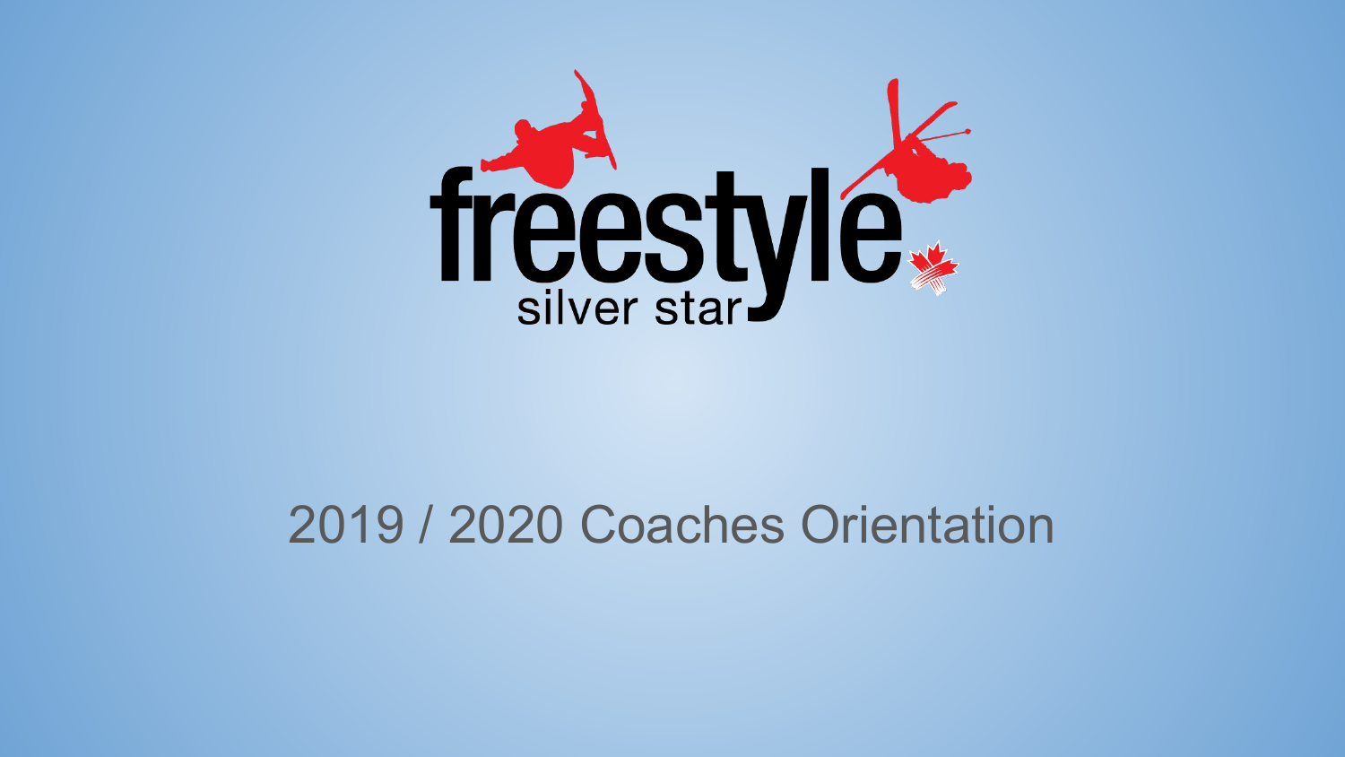freestyle

silver star

# 2019 / 2020 Coaches Orientation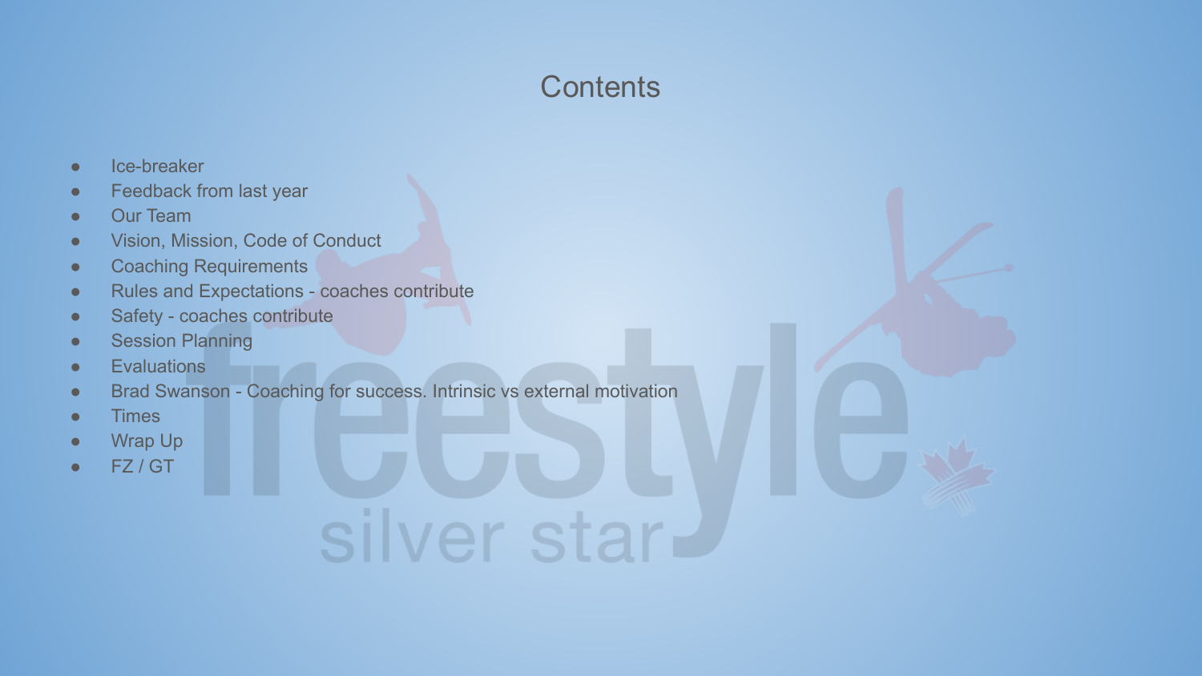# Contents

- Ice-breaker
- Feedback from last year
- Our Team
- Vision, Mission, Code of Conduct
- Coaching Requirements
- Rules and Expectations - coaches contribute
- Safety - coaches contribute
- Session Planning
- Evaluations
- Brad Swanson - Coaching for success. Intrinsic vs external motivation
- Times
- Wrap Up
- FZ / GT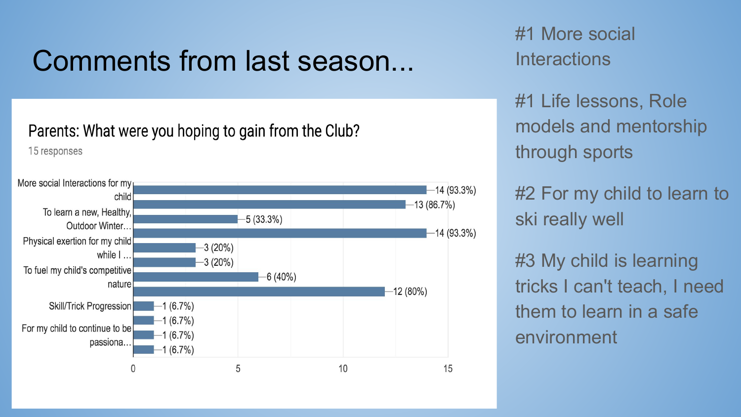# Comments from last season...

Parents: What were you hoping to gain from the Club?

15 responses

More social Interactions for my child

To learn a new, Healthy, Outdoor Winter…

Physical exertion for my child

while I …

To fuel my child's competitive nature

Skill/Trick Progression

For my child to continue to be passiona…

14 (93.3%)

13 (86.7%)

5 (33.3%)

14 (93.3%)

3 (20%)

3 (20%)

6 (40%)

12 (80%)

1 (6.7%)

1 (6.7%)

1 (6.7%)

1 (6.7%)

0

5

10

15

#1 More social Interactions

#1 Life lessons, Role models and mentorship through sports

#2 For my child to learn to ski really well

#3 My child is learning tricks I can't teach, I need them to learn in a safe environment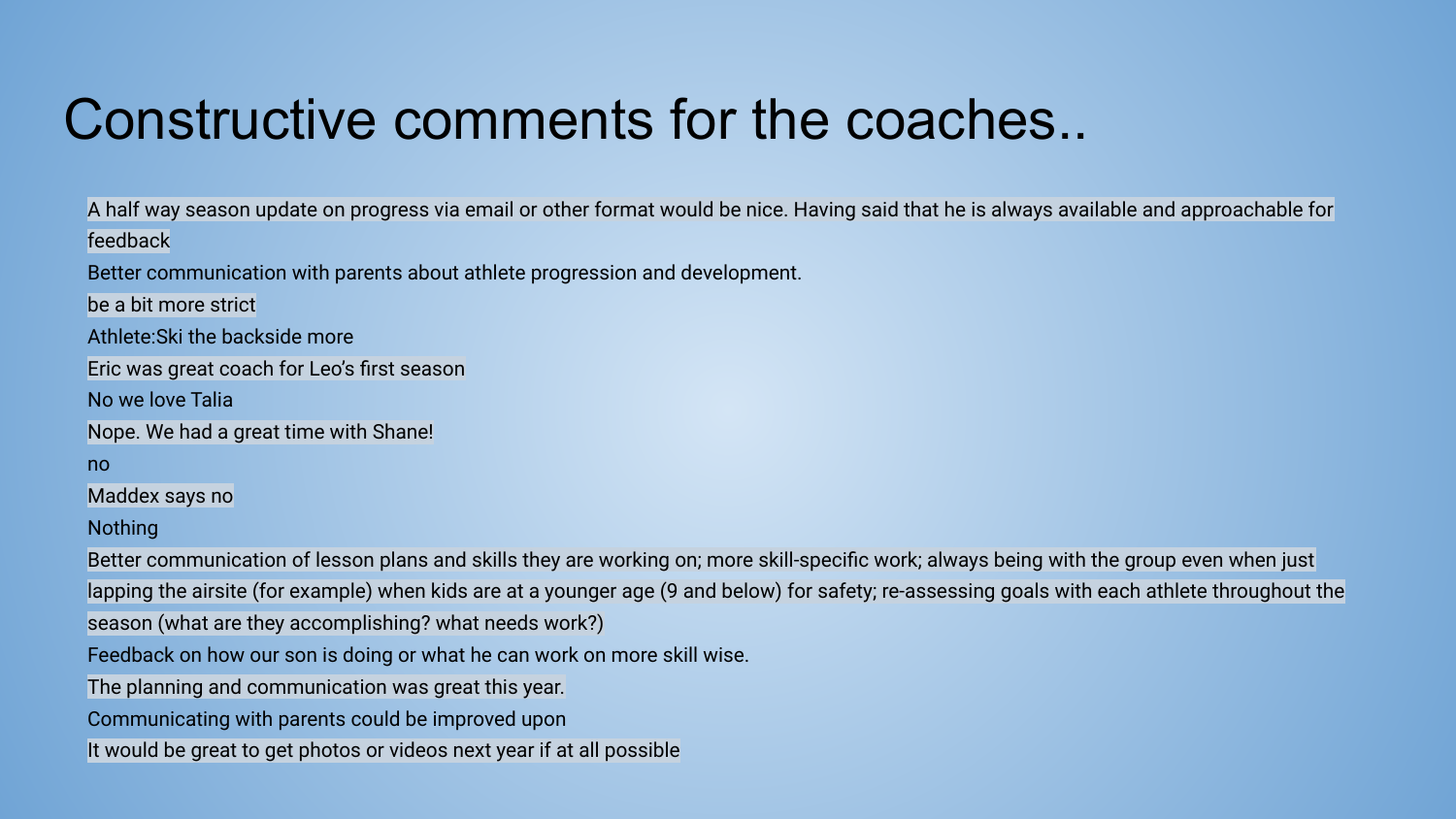# Constructive comments for the coaches..

A half way season update on progress via email or other format would be nice. Having said that he is always available and approachable for feedback

Better communication with parents about athlete progression and development.

be a bit more strict

Athlete:Ski the backside more

Eric was great coach for Leo's first season

No we love Talia

Nope. We had a great time with Shane!

no

Maddex says no

Nothing

Better communication of lesson plans and skills they are working on; more skill-specific work; always being with the group even when just lapping the airsite (for example) when kids are at a younger age (9 and below) for safety; re-assessing goals with each athlete throughout the season (what are they accomplishing? what needs work?)

Feedback on how our son is doing or what he can work on more skill wise.

The planning and communication was great this year.

Communicating with parents could be improved upon

It would be great to get photos or videos next year if at all possible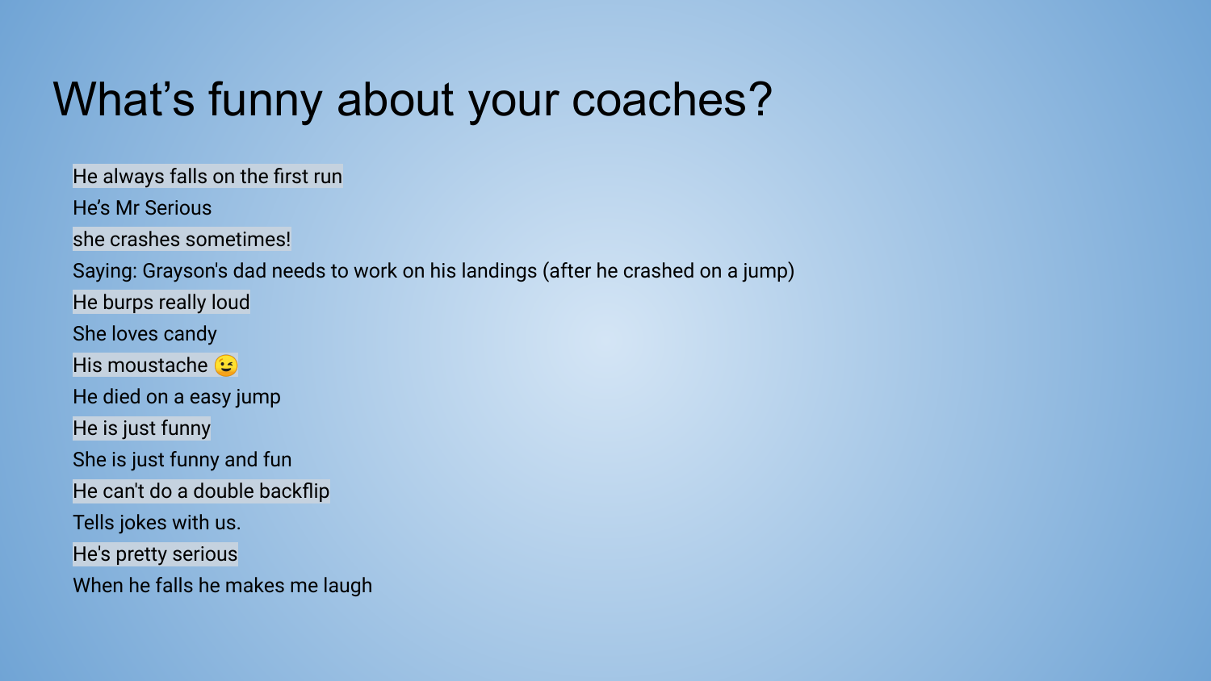# What's funny about your coaches?

He always falls on the first run

He's Mr Serious

she crashes sometimes!

Saying: Grayson's dad needs to work on his landings (after he crashed on a jump)

He burps really loud

She loves candy

His moustache 😉

He died on a easy jump

He is just funny

She is just funny and fun

He can't do a double backflip

Tells jokes with us.

He's pretty serious

When he falls he makes me laugh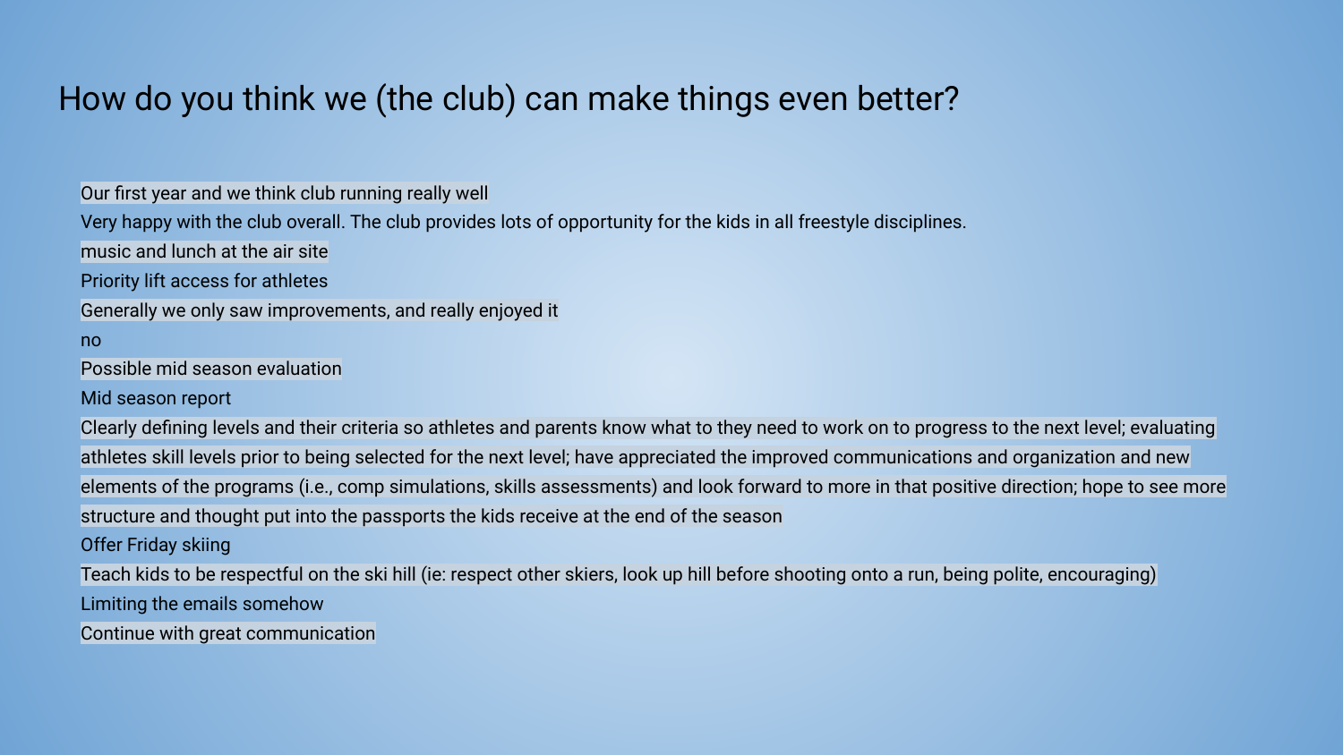# How do you think we (the club) can make things even better?

Our first year and we think club running really well

Very happy with the club overall. The club provides lots of opportunity for the kids in all freestyle disciplines.

music and lunch at the air site

Priority lift access for athletes

Generally we only saw improvements, and really enjoyed it

no

Possible mid season evaluation

Mid season report

Clearly defining levels and their criteria so athletes and parents know what to they need to work on to progress to the next level; evaluating athletes skill levels prior to being selected for the next level; have appreciated the improved communications and organization and new elements of the programs (i.e., comp simulations, skills assessments) and look forward to more in that positive direction; hope to see more structure and thought put into the passports the kids receive at the end of the season

Offer Friday skiing

Teach kids to be respectful on the ski hill (ie: respect other skiers, look up hill before shooting onto a run, being polite, encouraging)

Limiting the emails somehow

Continue with great communication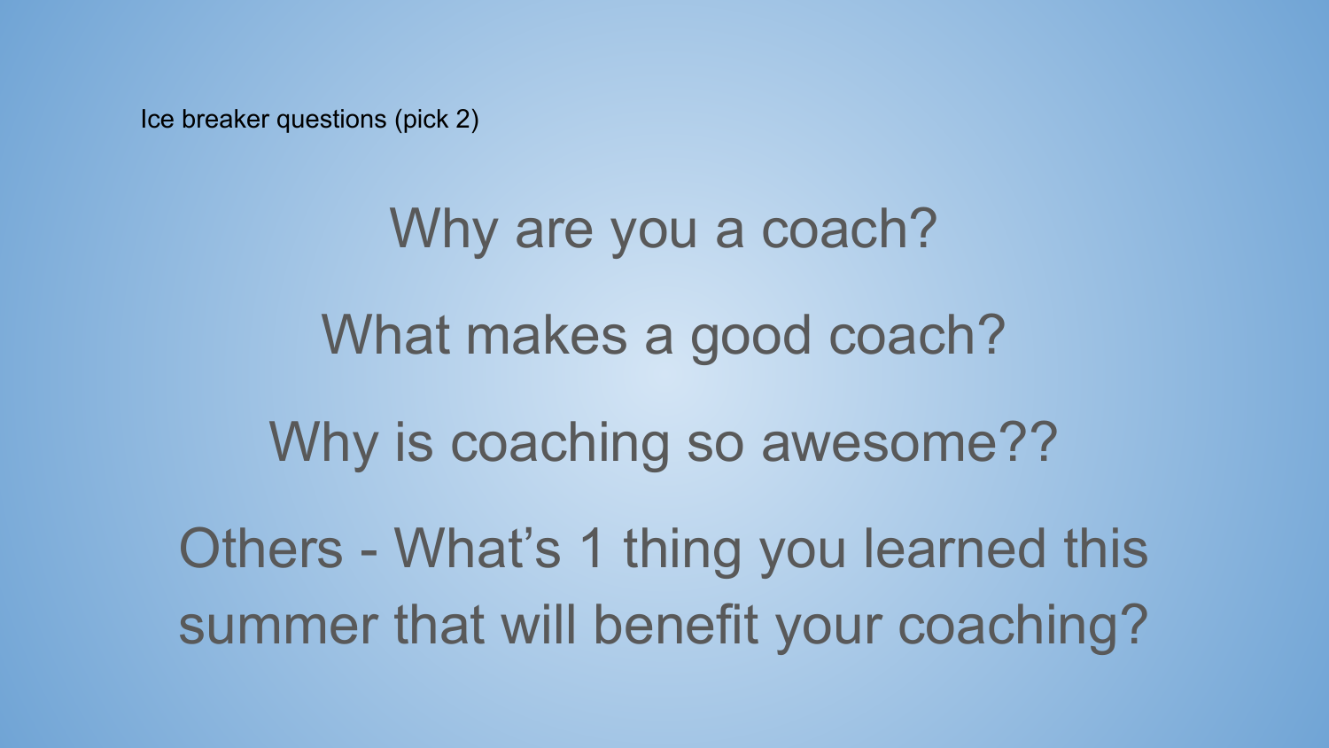Ice breaker questions (pick 2)

Why are you a coach?

What makes a good coach?

Why is coaching so awesome??

Others - What's 1 thing you learned this summer that will benefit your coaching?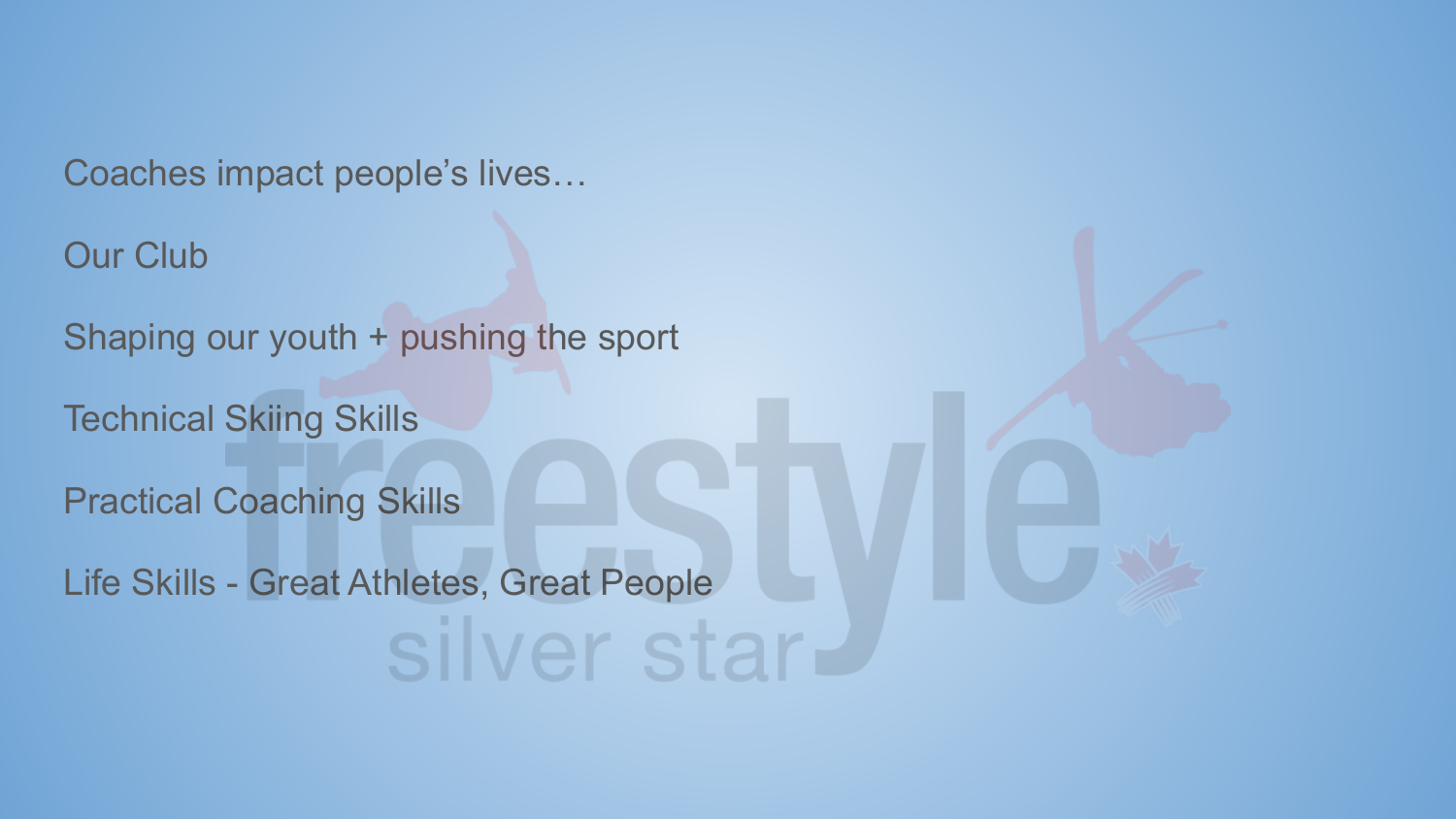Coaches impact people's lives…

Our Club

Shaping our youth + pushing the sport

Technical Skiing Skills

Practical Coaching Skills

Life Skills - Great Athletes, Great People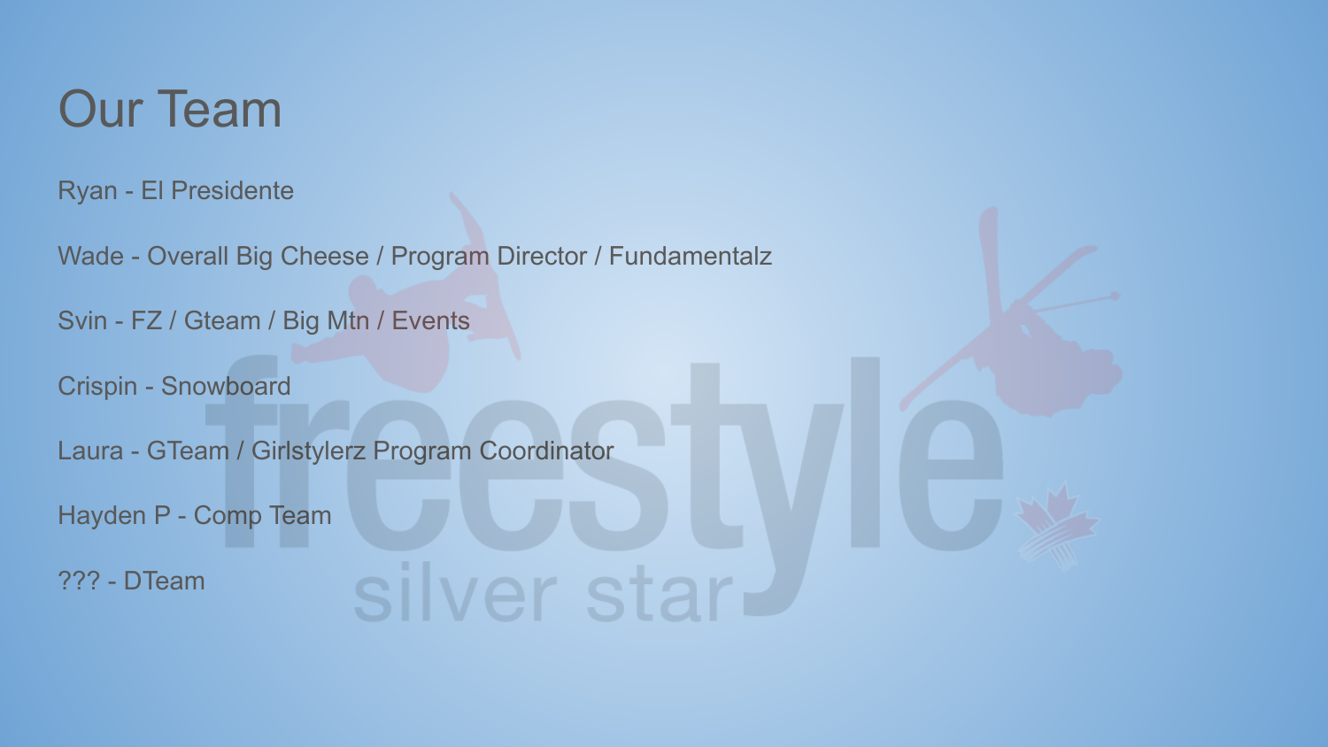# Our Team

Ryan - El Presidente

Wade - Overall Big Cheese / Program Director / Fundamentalz

Svin - FZ / Gteam / Big Mtn / Events

Crispin - Snowboard

Laura - GTeam / Girlstylerz Program Coordinator

Hayden P - Comp Team

??? - DTeam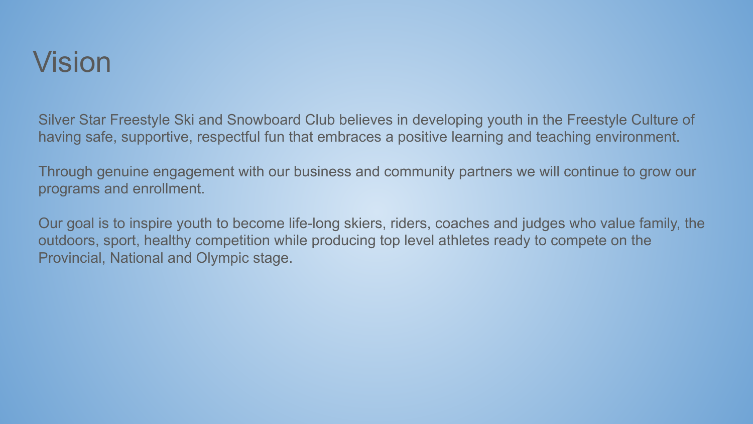# Vision

Silver Star Freestyle Ski and Snowboard Club believes in developing youth in the Freestyle Culture of having safe, supportive, respectful fun that embraces a positive learning and teaching environment.

Through genuine engagement with our business and community partners we will continue to grow our programs and enrollment.

Our goal is to inspire youth to become life-long skiers, riders, coaches and judges who value family, the outdoors, sport, healthy competition while producing top level athletes ready to compete on the Provincial, National and Olympic stage.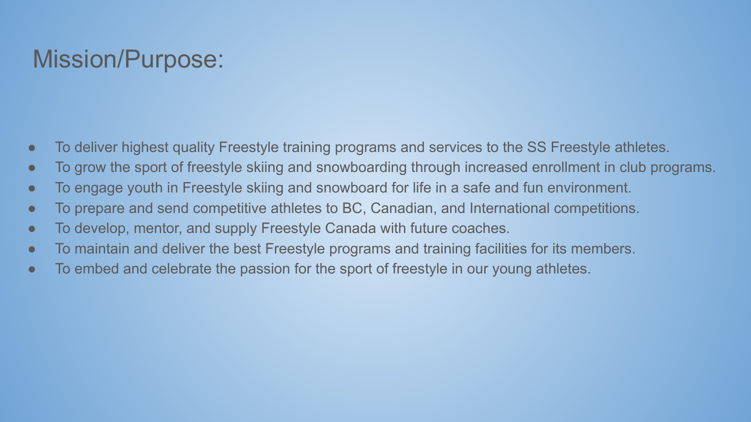# Mission/Purpose:

- To deliver highest quality Freestyle training programs and services to the SS Freestyle athletes.
- To grow the sport of freestyle skiing and snowboarding through increased enrollment in club programs.
- To engage youth in Freestyle skiing and snowboard for life in a safe and fun environment.
- To prepare and send competitive athletes to BC, Canadian, and International competitions.
- To develop, mentor, and supply Freestyle Canada with future coaches.
- To maintain and deliver the best Freestyle programs and training facilities for its members.
- To embed and celebrate the passion for the sport of freestyle in our young athletes.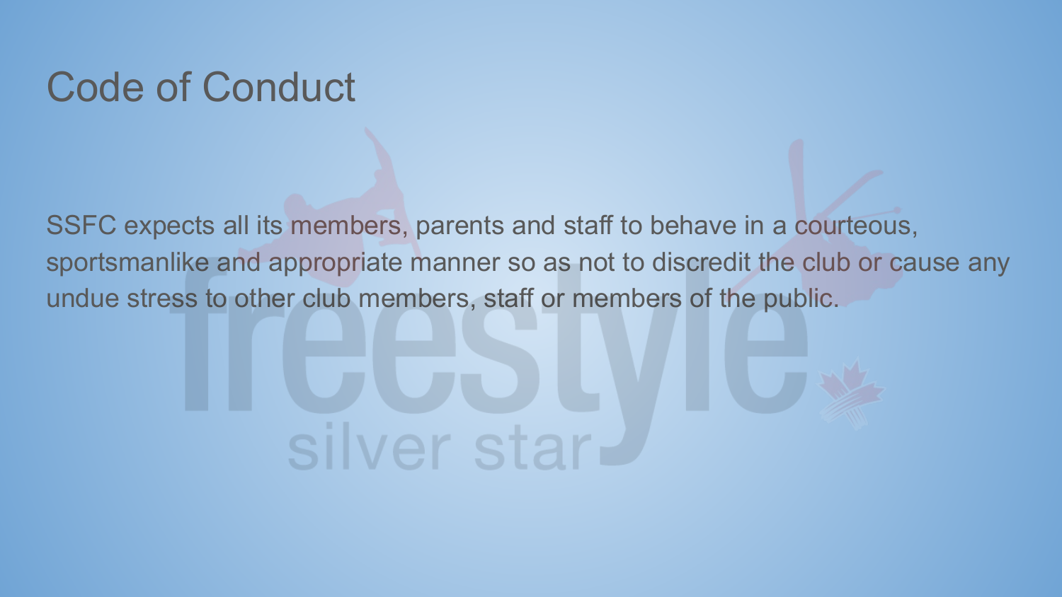# Code of Conduct

SSFC expects all its members, parents and staff to behave in a courteous, sportsmanlike and appropriate manner so as not to discredit the club or cause any undue stress to other club members, staff or members of the public.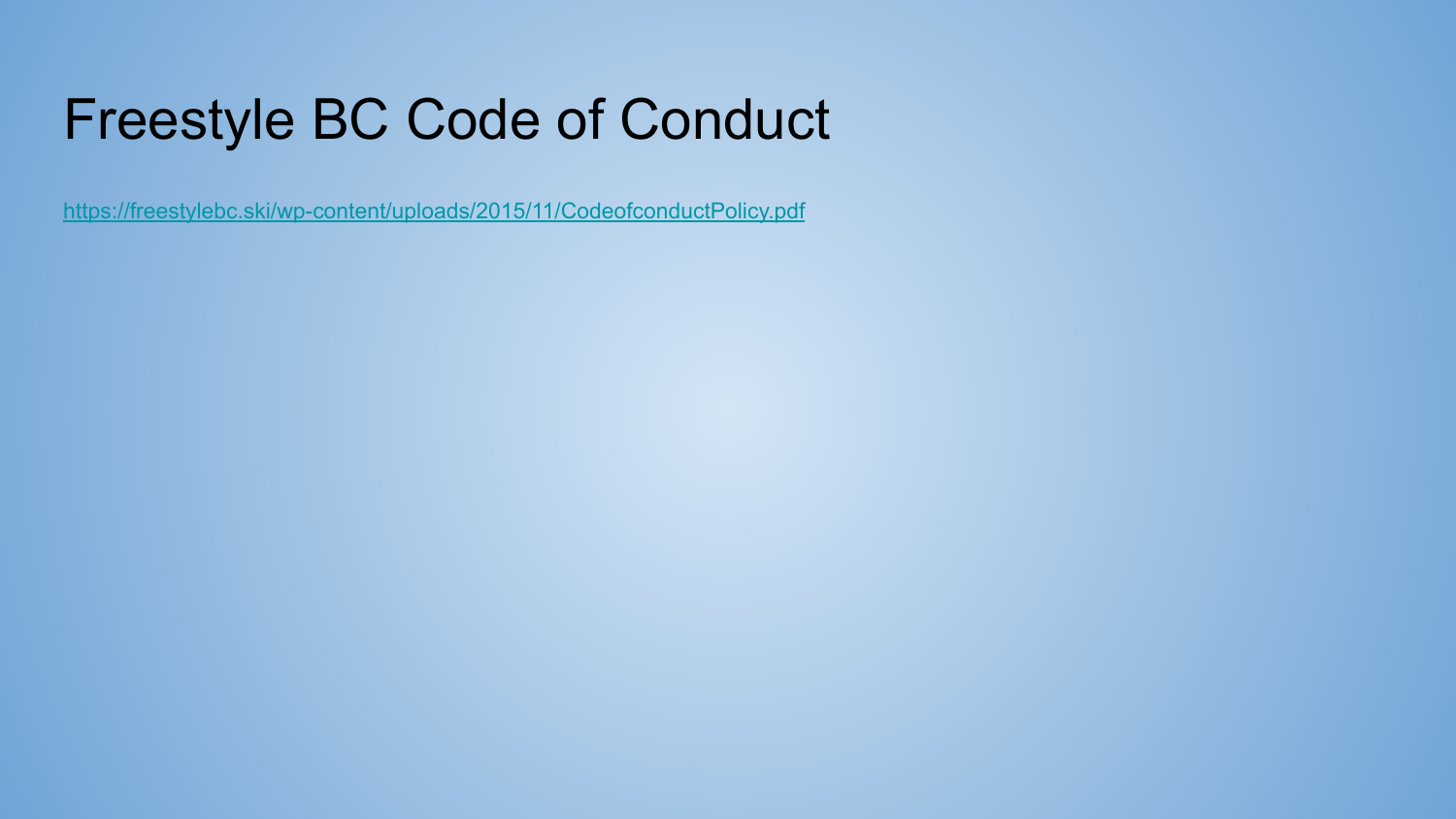# Freestyle BC Code of Conduct

https://freestylebc.ski/wp-content/uploads/2015/11/CodeofconductPolicy.pdf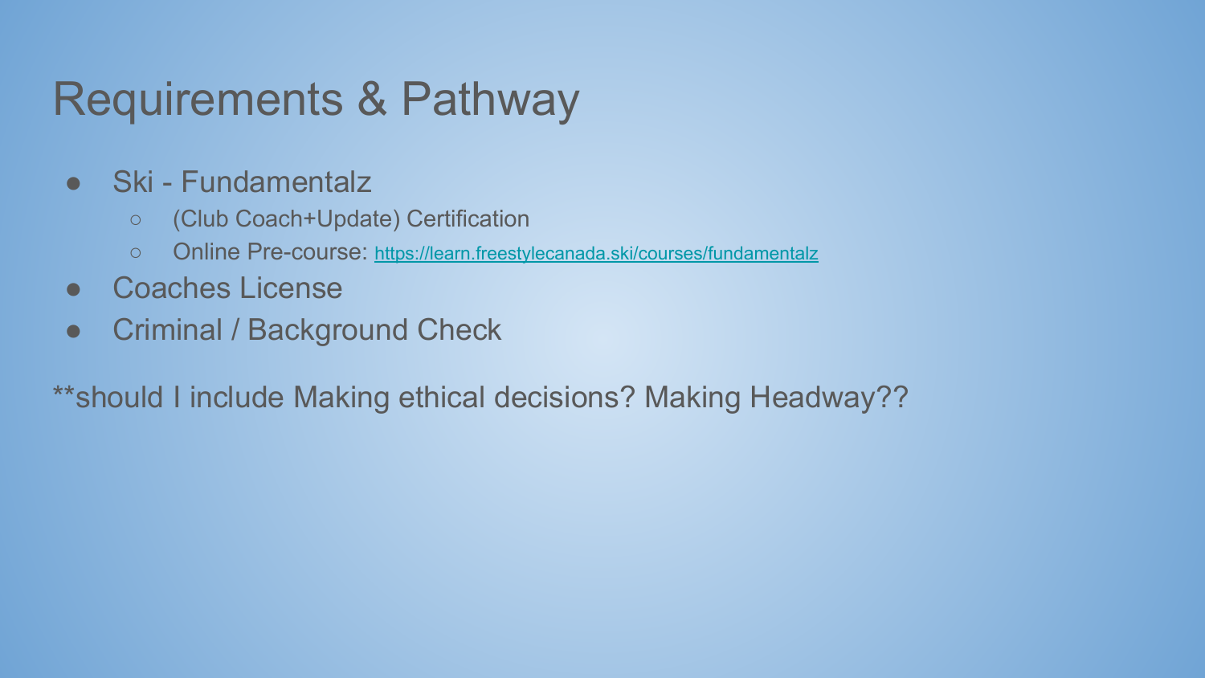# Requirements & Pathway

- Ski - Fundamentalz
  - (Club Coach+Update) Certification
  - Online Pre-course: https://learn.freestylecanada.ski/courses/fundamentalz
- Coaches License
- Criminal / Background Check

**should I include Making ethical decisions? Making Headway??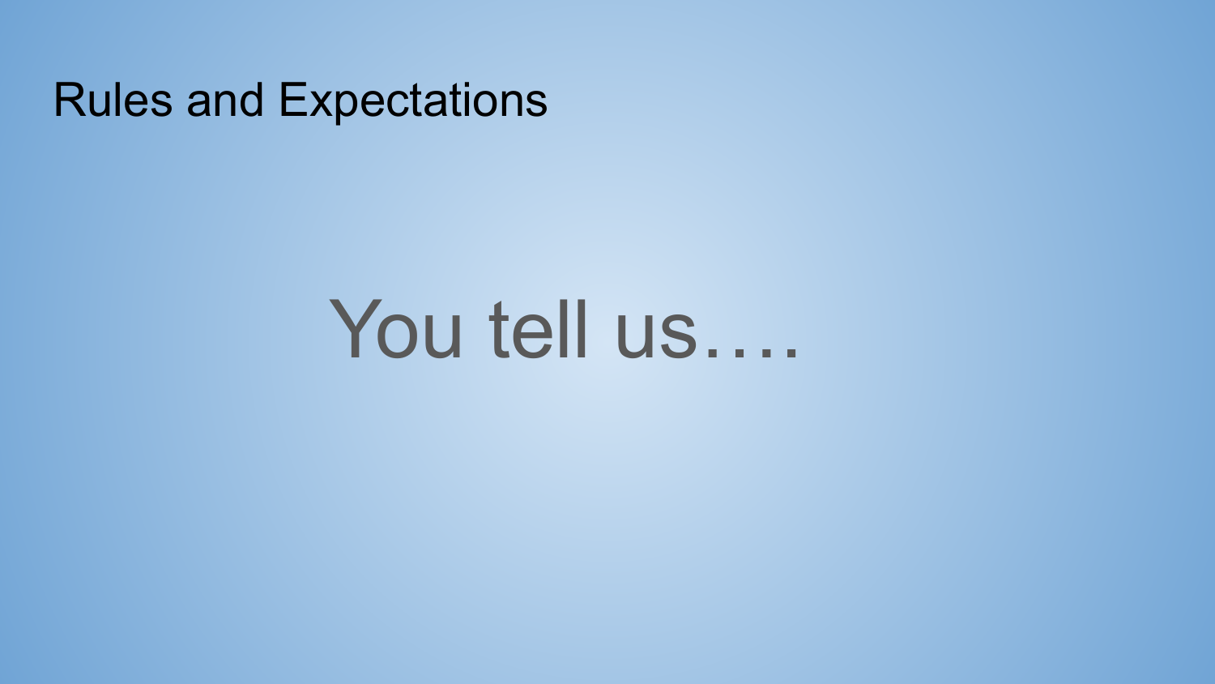# Rules and Expectations

You tell us….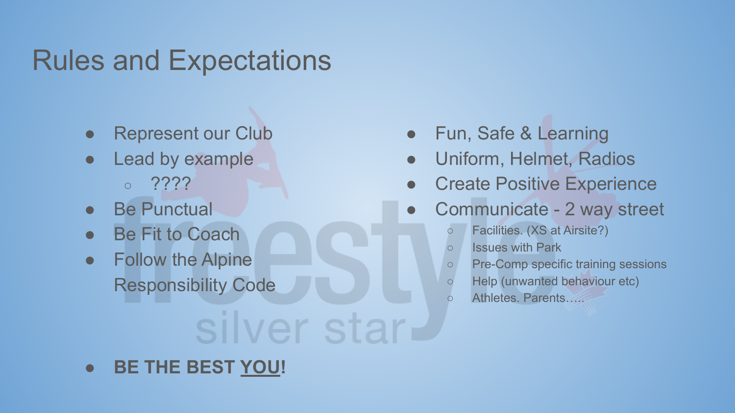# Rules and Expectations

- Represent our Club
- Lead by example
  - ????
- Be Punctual
- Be Fit to Coach
- Follow the Alpine Responsibility Code

- Fun, Safe & Learning
- Uniform, Helmet, Radios
- Create Positive Experience
- Communicate - 2 way street
  - Facilities. (XS at Airsite?)
  - Issues with Park
  - Pre-Comp specific training sessions
  - Help (unwanted behaviour etc)
  - Athletes. Parents…..

- **BE THE BEST <u>YOU</u>!**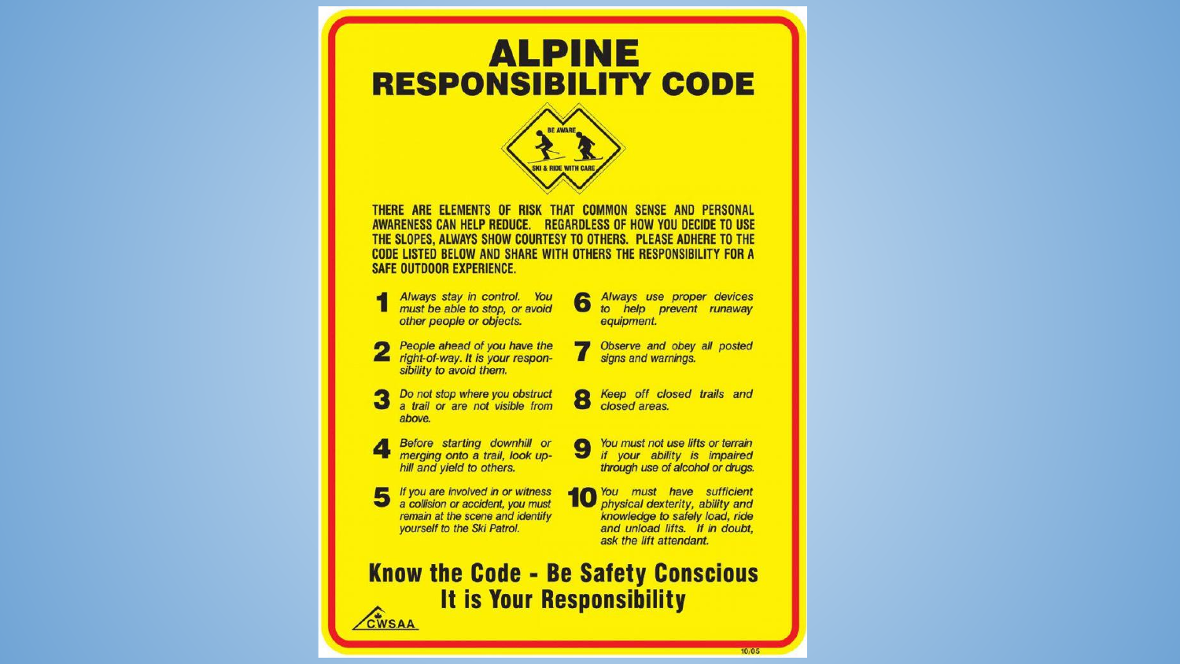# ALPINE RESPONSIBILITY CODE

BE AWARE

SKI & RIDE WITH CARE

THERE ARE ELEMENTS OF RISK THAT COMMON SENSE AND PERSONAL AWARENESS CAN HELP REDUCE. REGARDLESS OF HOW YOU DECIDE TO USE THE SLOPES, ALWAYS SHOW COURTESY TO OTHERS. PLEASE ADHERE TO THE CODE LISTED BELOW AND SHARE WITH OTHERS THE RESPONSIBILITY FOR A SAFE OUTDOOR EXPERIENCE.

1. *Always stay in control. You must be able to stop, or avoid other people or objects.*
2. *People ahead of you have the right-of-way. It is your responsibility to avoid them.*
3. *Do not stop where you obstruct a trail or are not visible from above.*
4. *Before starting downhill or merging onto a trail, look uphill and yield to others.*
5. *If you are involved in or witness a collision or accident, you must remain at the scene and identify yourself to the Ski Patrol.*
6. *Always use proper devices to help prevent runaway equipment.*
7. *Observe and obey all posted signs and warnings.*
8. *Keep off closed trails and closed areas.*
9. *You must not use lifts or terrain if your ability is impaired through use of alcohol or drugs.*
10. *You must have sufficient physical dexterity, ability and knowledge to safely load, ride and unload lifts. If in doubt, ask the lift attendant.*

## Know the Code - Be Safety Conscious It is Your Responsibility

CWSAA

10/05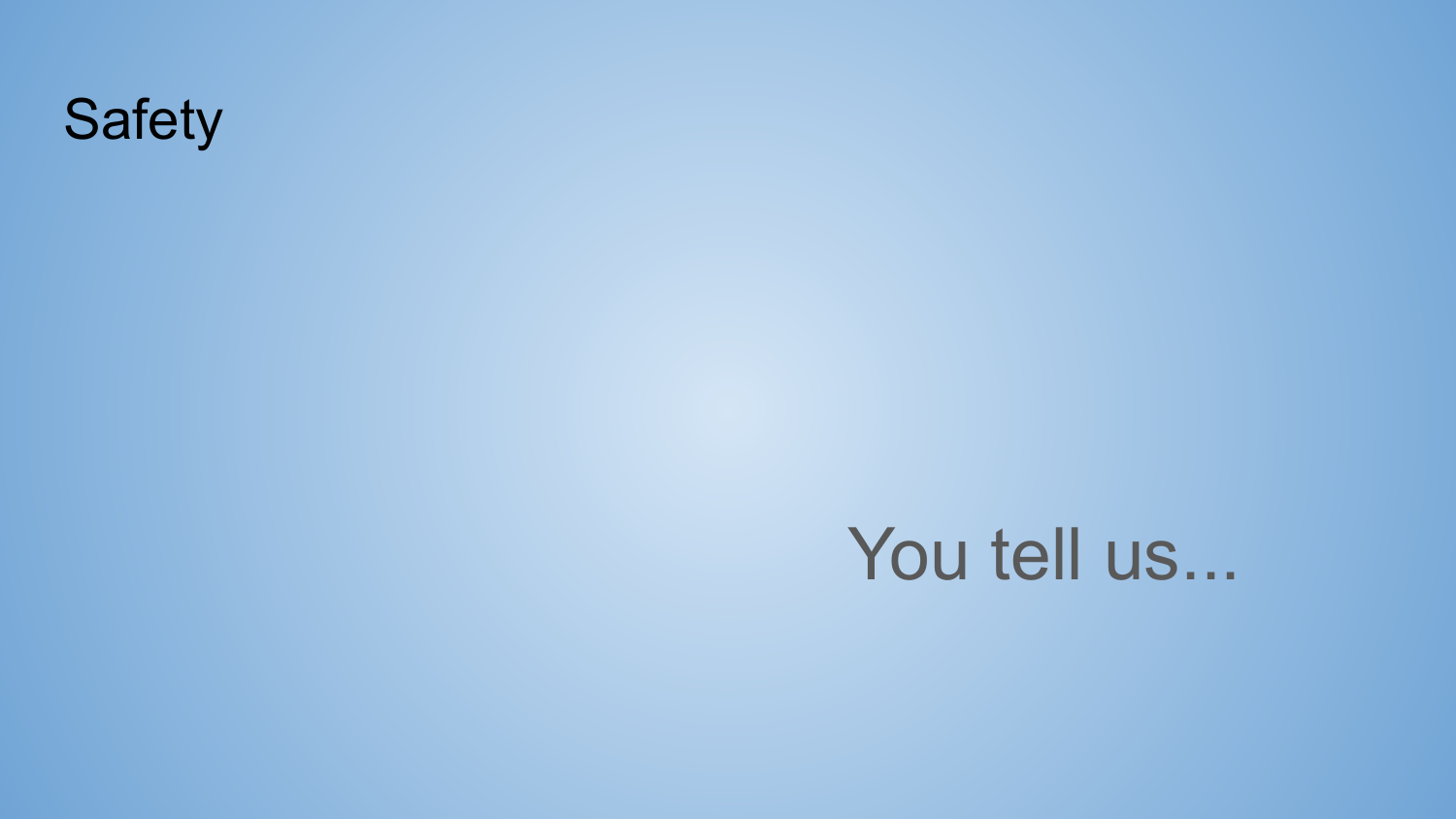# Safety

You tell us...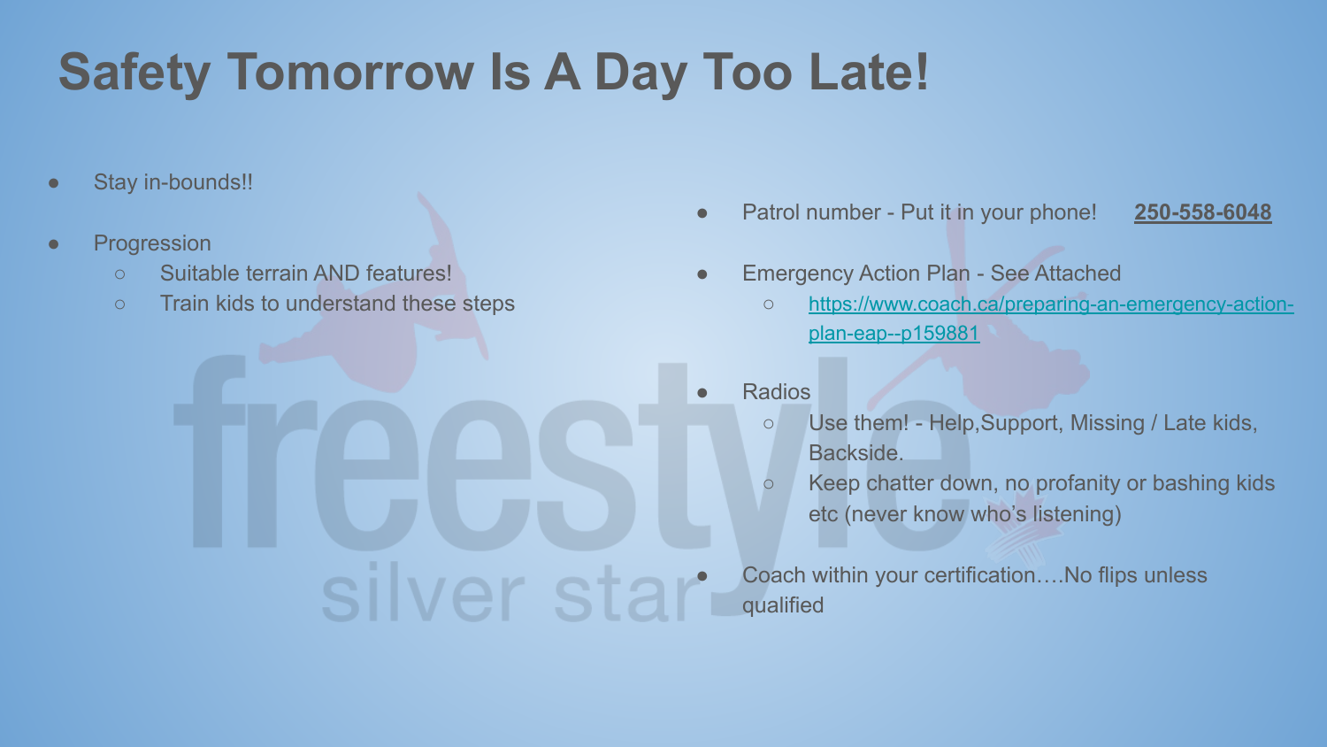# Safety Tomorrow Is A Day Too Late!

- Stay in-bounds!!
- Progression
  - Suitable terrain AND features!
  - Train kids to understand these steps

- Patrol number - Put it in your phone! **250-558-6048**
- Emergency Action Plan - See Attached
  - https://www.coach.ca/preparing-an-emergency-action-plan-eap--p159881
- Radios
  - Use them! - Help,Support, Missing / Late kids, Backside.
  - Keep chatter down, no profanity or bashing kids etc (never know who's listening)
- Coach within your certification….No flips unless qualified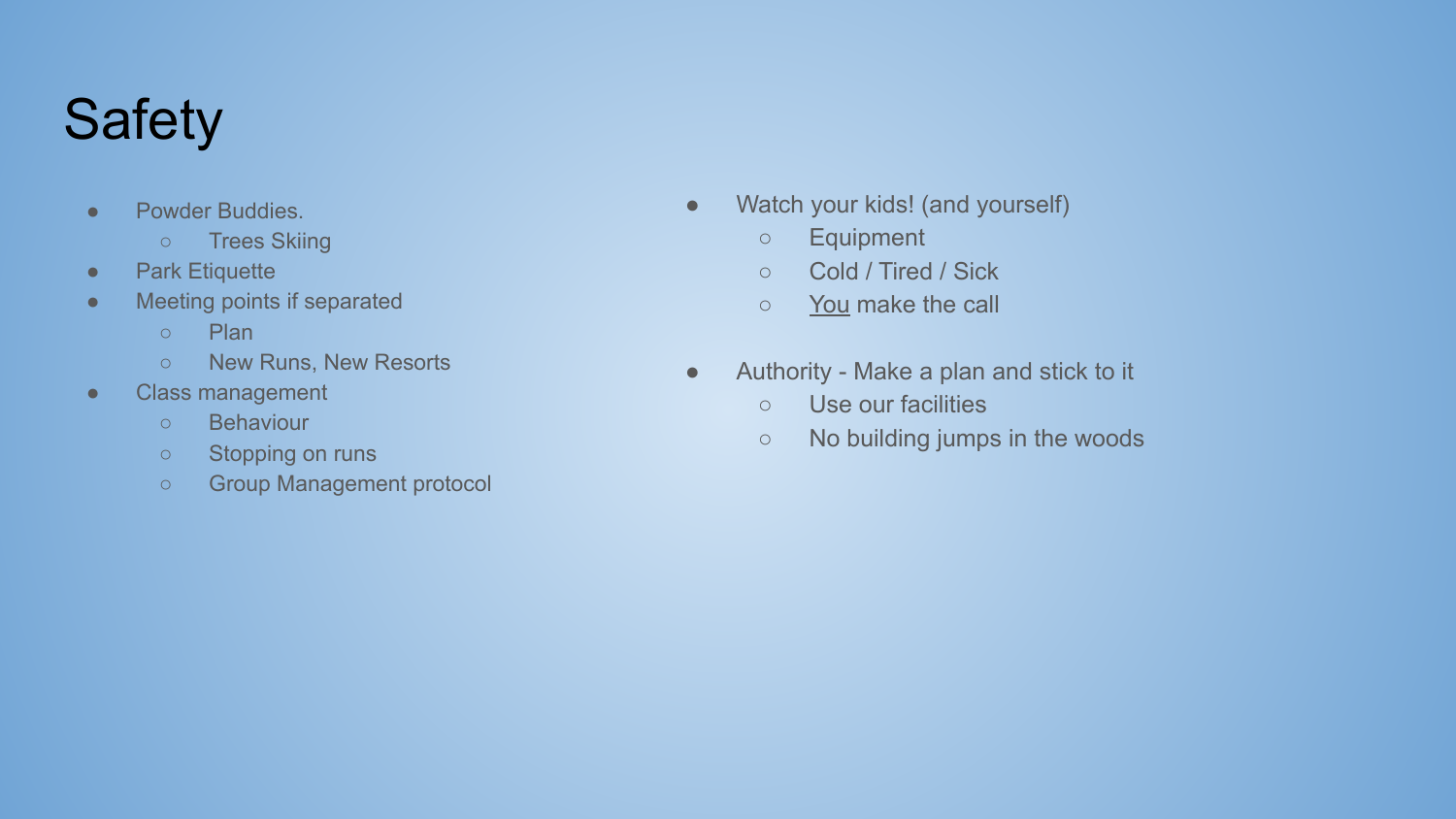# Safety

- Powder Buddies.
  - Trees Skiing
- Park Etiquette
- Meeting points if separated
  - Plan
  - New Runs, New Resorts
- Class management
  - Behaviour
  - Stopping on runs
  - Group Management protocol

- Watch your kids! (and yourself)
  - Equipment
  - Cold / Tired / Sick
  - <u>You</u> make the call

- Authority - Make a plan and stick to it
  - Use our facilities
  - No building jumps in the woods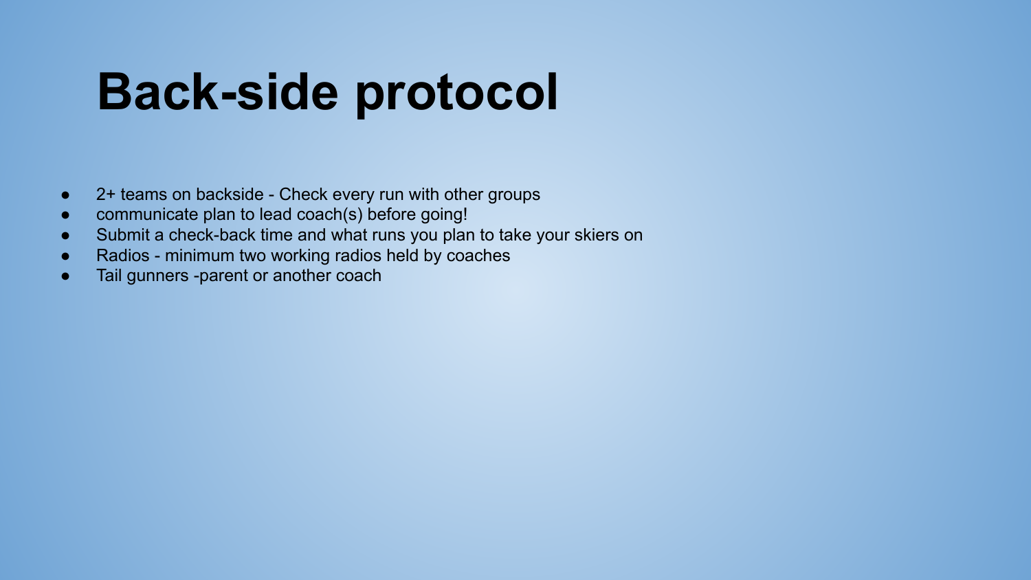# Back-side protocol

- 2+ teams on backside - Check every run with other groups
- communicate plan to lead coach(s) before going!
- Submit a check-back time and what runs you plan to take your skiers on
- Radios - minimum two working radios held by coaches
- Tail gunners -parent or another coach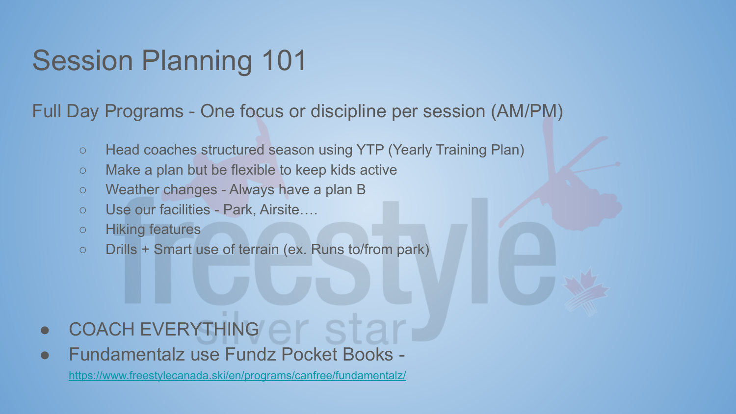# Session Planning 101

Full Day Programs - One focus or discipline per session (AM/PM)

- Head coaches structured season using YTP (Yearly Training Plan)
- Make a plan but be flexible to keep kids active
- Weather changes - Always have a plan B
- Use our facilities - Park, Airsite….
- Hiking features
- Drills + Smart use of terrain (ex. Runs to/from park)

- COACH EVERYTHING
- Fundamentalz use Fundz Pocket Books - https://www.freestylecanada.ski/en/programs/canfree/fundamentalz/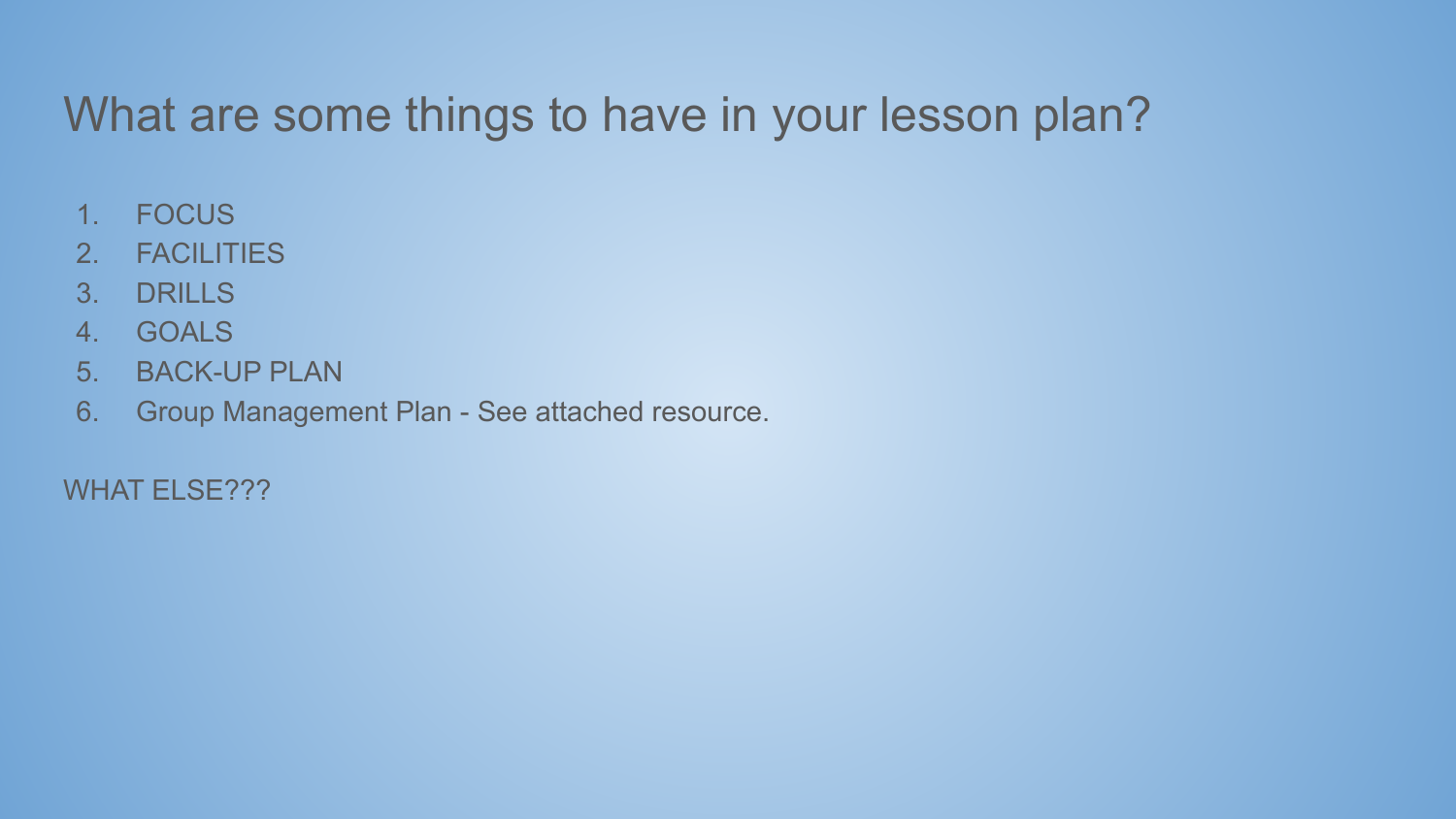# What are some things to have in your lesson plan?

1. FOCUS
2. FACILITIES
3. DRILLS
4. GOALS
5. BACK-UP PLAN
6. Group Management Plan - See attached resource.

WHAT ELSE???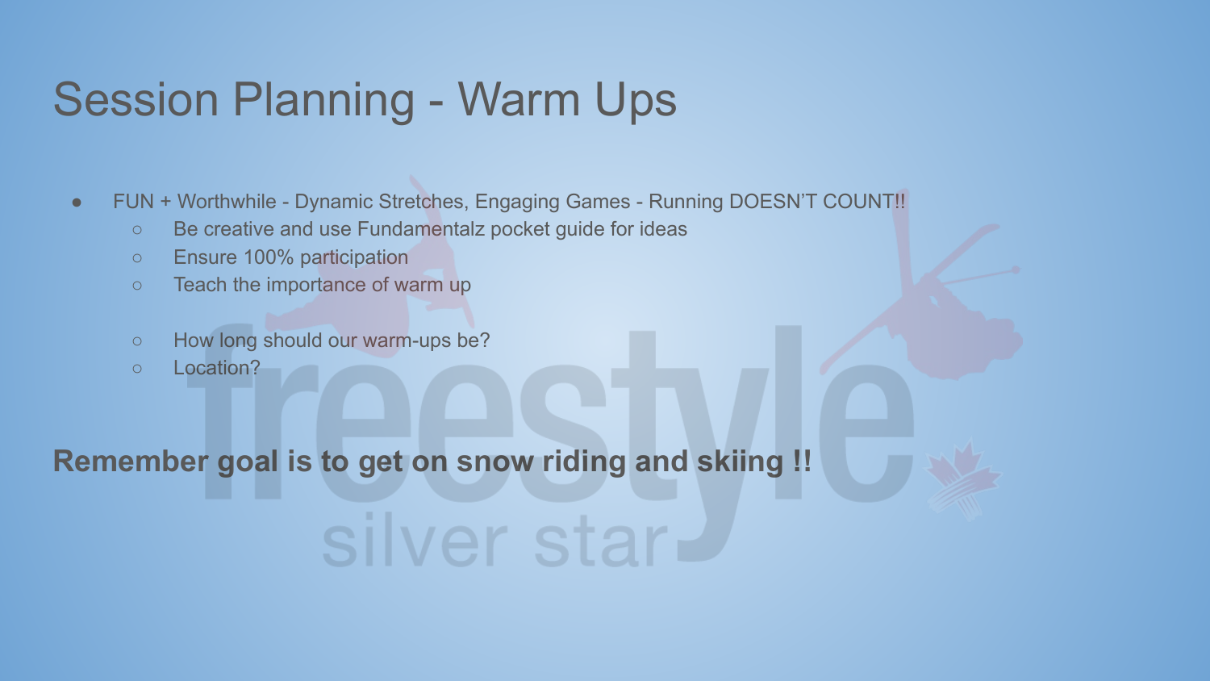# Session Planning - Warm Ups

- FUN + Worthwhile - Dynamic Stretches, Engaging Games - Running DOESN'T COUNT!!
  - Be creative and use Fundamentalz pocket guide for ideas
  - Ensure 100% participation
  - Teach the importance of warm up
  - How long should our warm-ups be?
  - Location?

**Remember goal is to get on snow riding and skiing !!**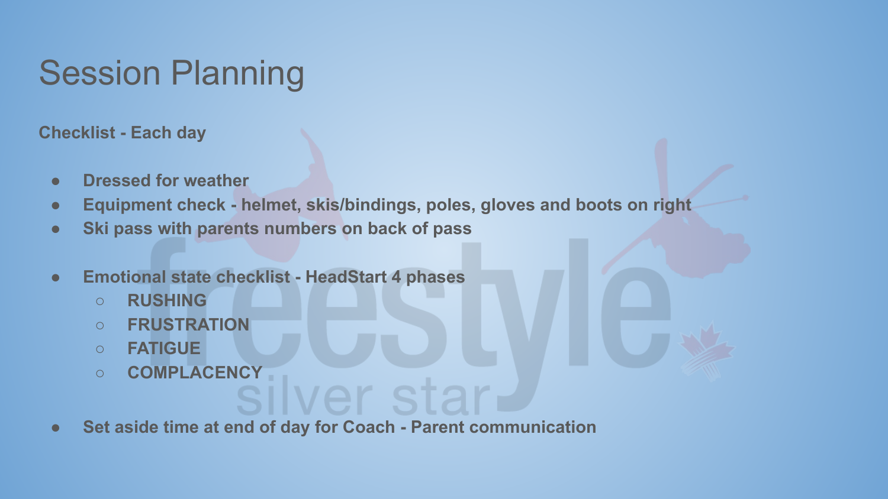# Session Planning

**Checklist - Each day**

- **Dressed for weather**
- **Equipment check - helmet, skis/bindings, poles, gloves and boots on right**
- **Ski pass with parents numbers on back of pass**

- **Emotional state checklist - HeadStart 4 phases**
  - **RUSHING**
  - **FRUSTRATION**
  - **FATIGUE**
  - **COMPLACENCY**

- **Set aside time at end of day for Coach - Parent communication**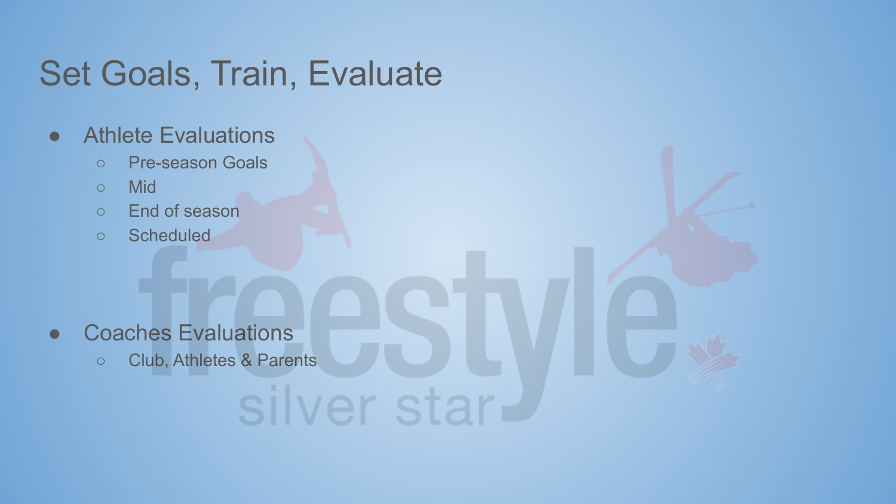# Set Goals, Train, Evaluate

- Athlete Evaluations
  - Pre-season Goals
  - Mid
  - End of season
  - Scheduled

- Coaches Evaluations
  - Club, Athletes & Parents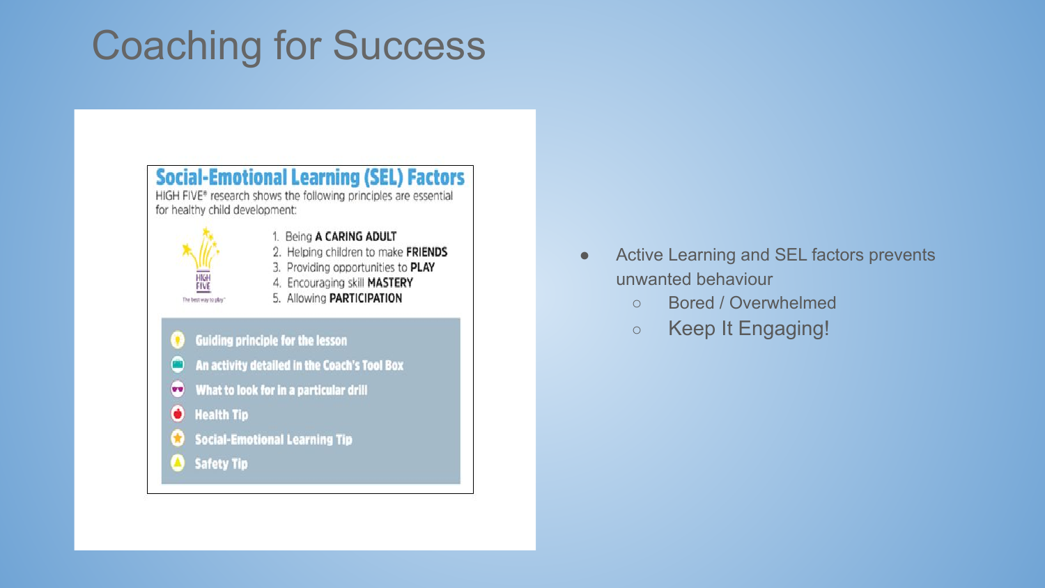# Coaching for Success

## Social-Emotional Learning (SEL) Factors

HIGH FIVE® research shows the following principles are essential for healthy child development:

HIGH FIVE
The best way to play™

1. Being **A CARING ADULT**
2. Helping children to make **FRIENDS**
3. Providing opportunities to **PLAY**
4. Encouraging skill **MASTERY**
5. Allowing **PARTICIPATION**

- **Guiding principle for the lesson**
- **An activity detailed in the Coach's Tool Box**
- **What to look for in a particular drill**
- **Health Tip**
- **Social-Emotional Learning Tip**
- **Safety Tip**

- Active Learning and SEL factors prevents unwanted behaviour
  - Bored / Overwhelmed
  - Keep It Engaging!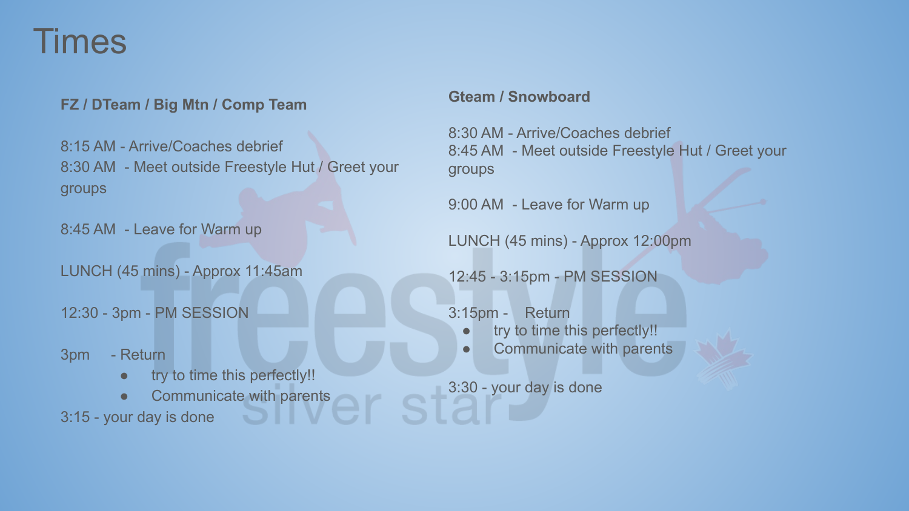# Times

**FZ / DTeam / Big Mtn / Comp Team**

8:15 AM - Arrive/Coaches debrief
8:30 AM - Meet outside Freestyle Hut / Greet your groups

8:45 AM - Leave for Warm up

LUNCH (45 mins) - Approx 11:45am

12:30 - 3pm - PM SESSION

3pm - Return

- try to time this perfectly!!
- Communicate with parents

3:15 - your day is done

**Gteam / Snowboard**

8:30 AM - Arrive/Coaches debrief
8:45 AM - Meet outside Freestyle Hut / Greet your groups

9:00 AM - Leave for Warm up

LUNCH (45 mins) - Approx 12:00pm

12:45 - 3:15pm - PM SESSION

3:15pm - Return

- try to time this perfectly!!
- Communicate with parents

3:30 - your day is done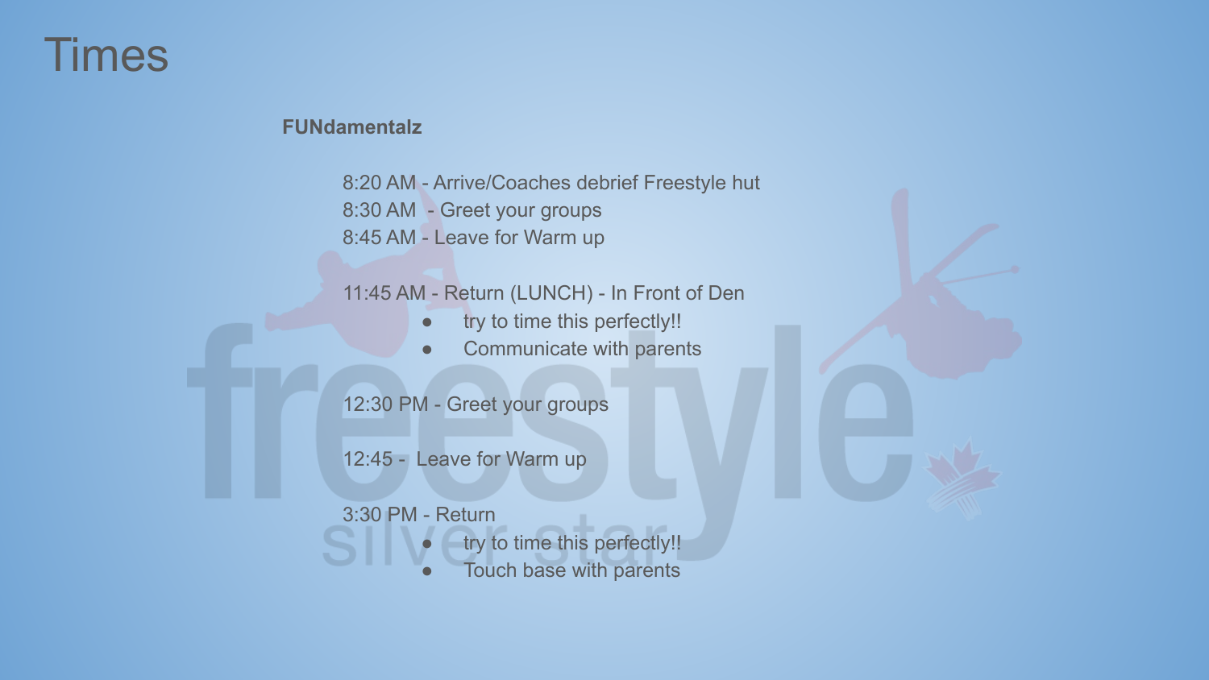# Times

**FUNdamentalz**

8:20 AM - Arrive/Coaches debrief Freestyle hut
8:30 AM - Greet your groups
8:45 AM - Leave for Warm up

11:45 AM - Return (LUNCH) - In Front of Den

- try to time this perfectly!!
- Communicate with parents

12:30 PM - Greet your groups

12:45 - Leave for Warm up

3:30 PM - Return

- try to time this perfectly!!
- Touch base with parents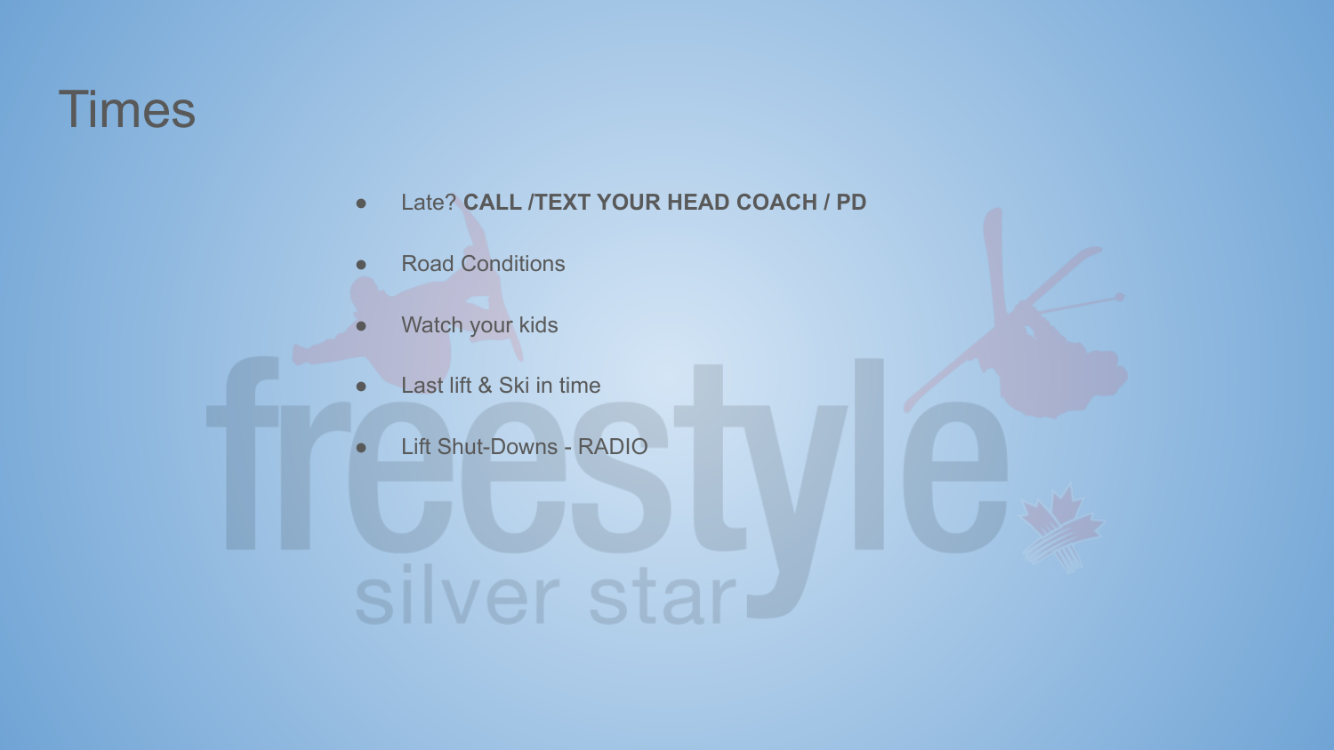# Times

- Late? **CALL /TEXT YOUR HEAD COACH / PD**
- Road Conditions
- Watch your kids
- Last lift & Ski in time
- Lift Shut-Downs - RADIO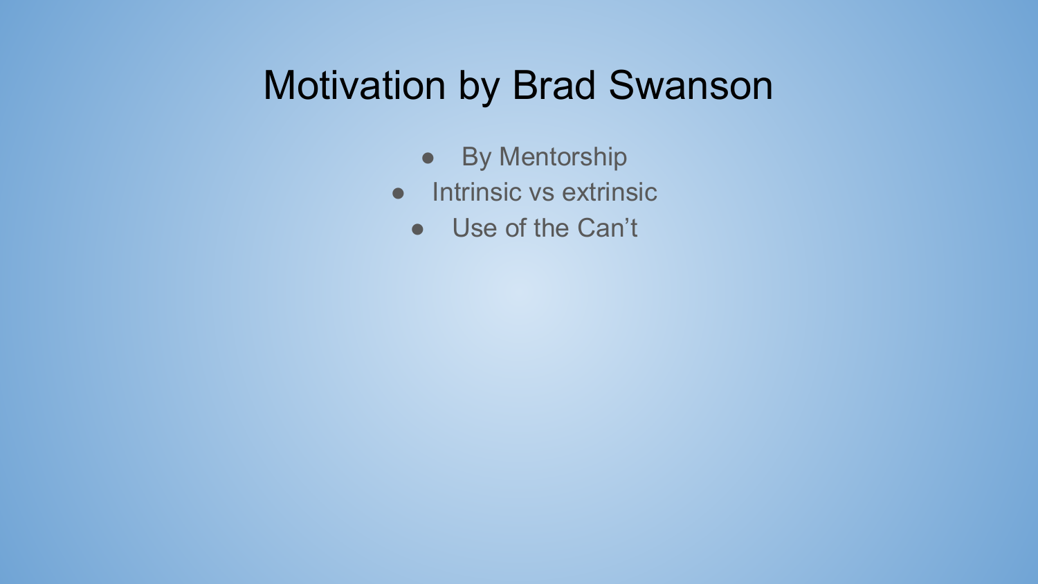# Motivation by Brad Swanson

- By Mentorship
- Intrinsic vs extrinsic
- Use of the Can’t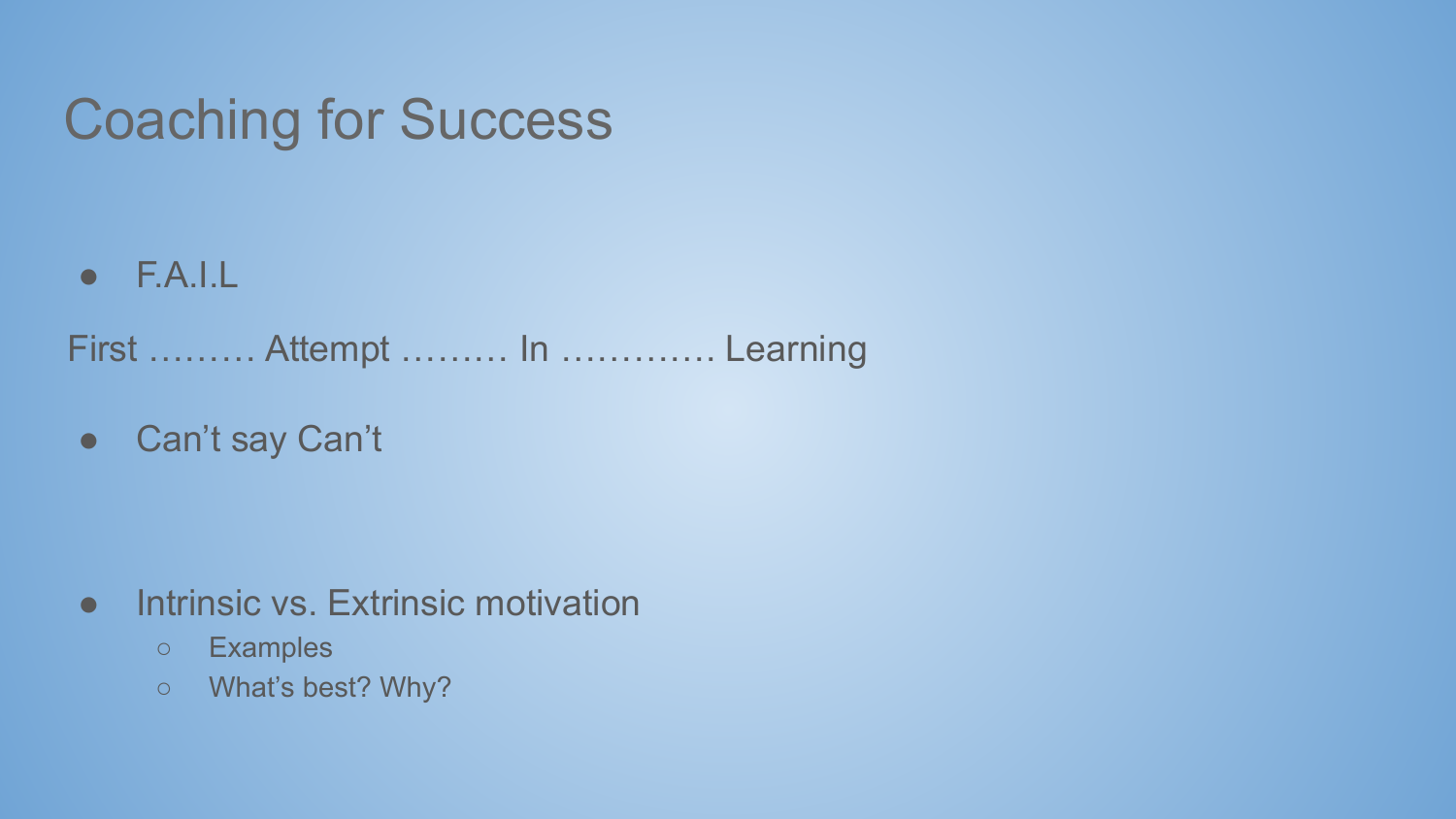# Coaching for Success

- F.A.I.L

First ……… Attempt ……… In ………… Learning

- Can’t say Can’t

- Intrinsic vs. Extrinsic motivation
  - Examples
  - What’s best? Why?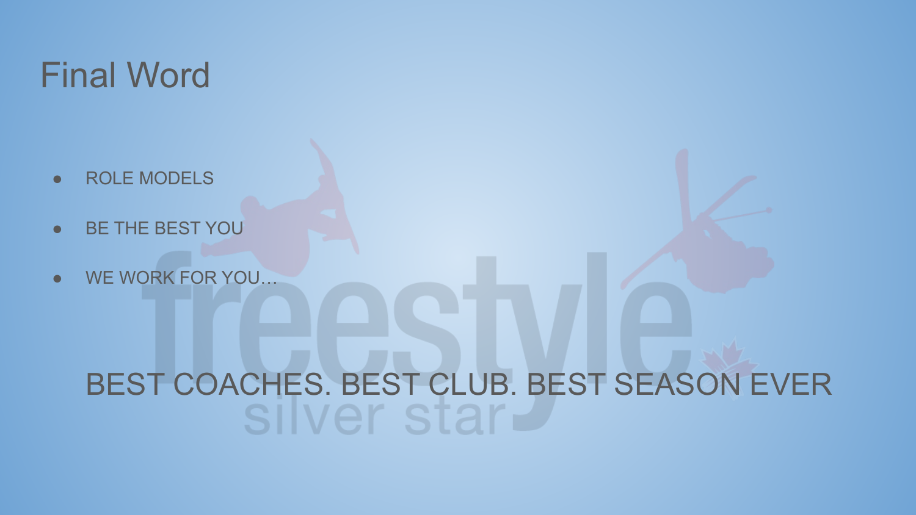# Final Word

- ROLE MODELS
- BE THE BEST YOU
- WE WORK FOR YOU…

BEST COACHES. BEST CLUB. BEST SEASON EVER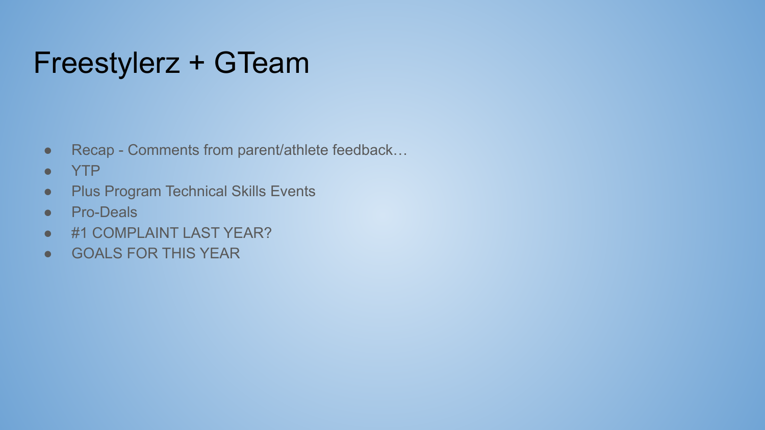# Freestylerz + GTeam

- Recap - Comments from parent/athlete feedback…
- YTP
- Plus Program Technical Skills Events
- Pro-Deals
- #1 COMPLAINT LAST YEAR?
- GOALS FOR THIS YEAR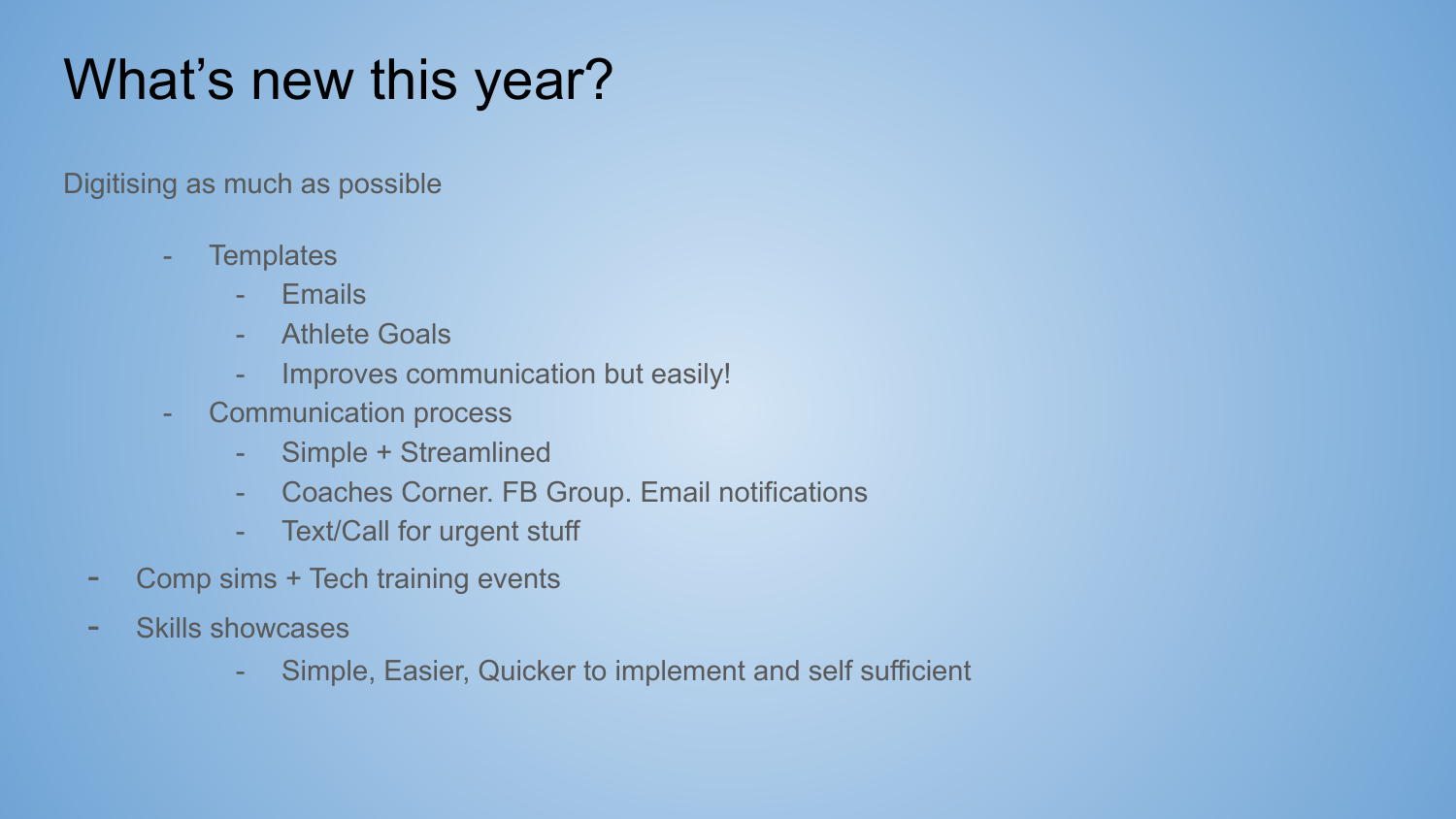# What's new this year?

Digitising as much as possible

- Templates
  - Emails
  - Athlete Goals
  - Improves communication but easily!
- Communication process
  - Simple + Streamlined
  - Coaches Corner. FB Group. Email notifications
  - Text/Call for urgent stuff

- Comp sims + Tech training events
- Skills showcases
  - Simple, Easier, Quicker to implement and self sufficient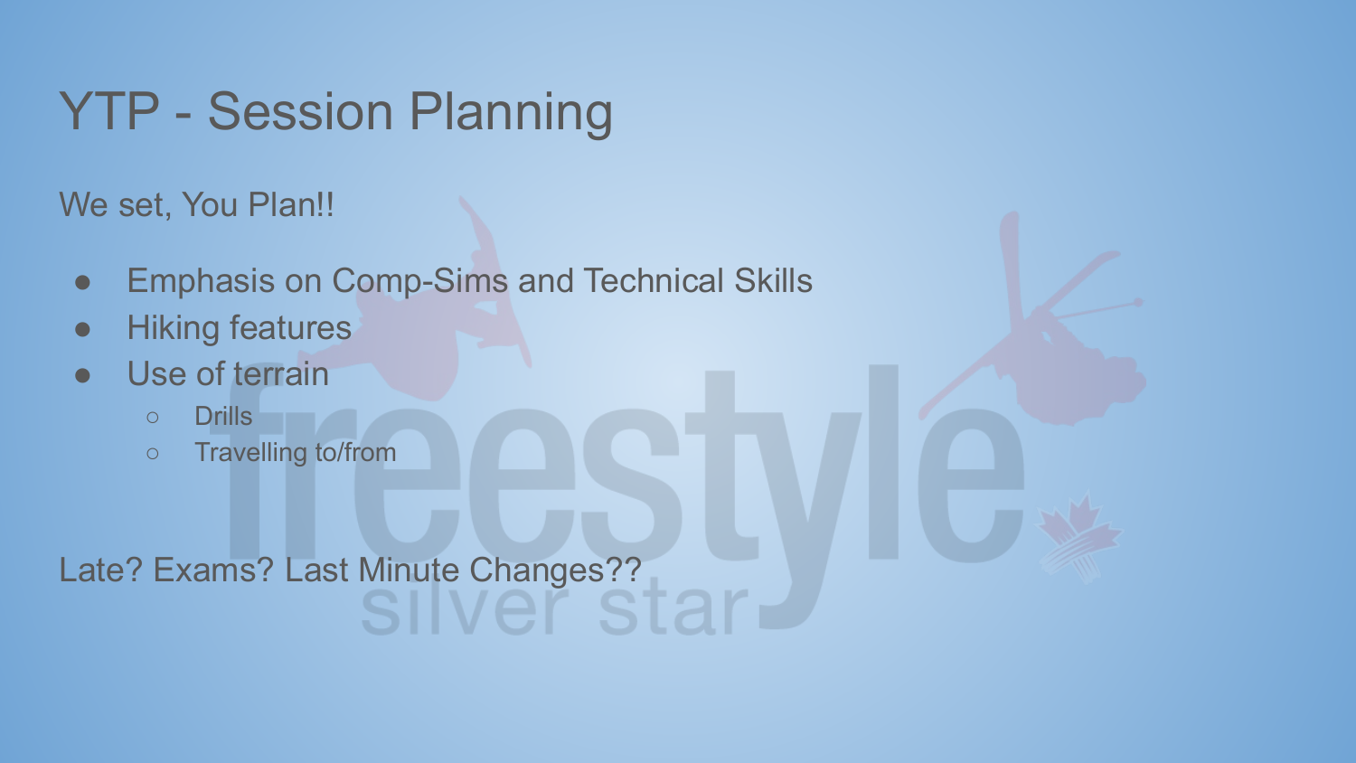# YTP - Session Planning

We set, You Plan!!

- Emphasis on Comp-Sims and Technical Skills
- Hiking features
- Use of terrain
  - Drills
  - Travelling to/from

Late? Exams? Last Minute Changes??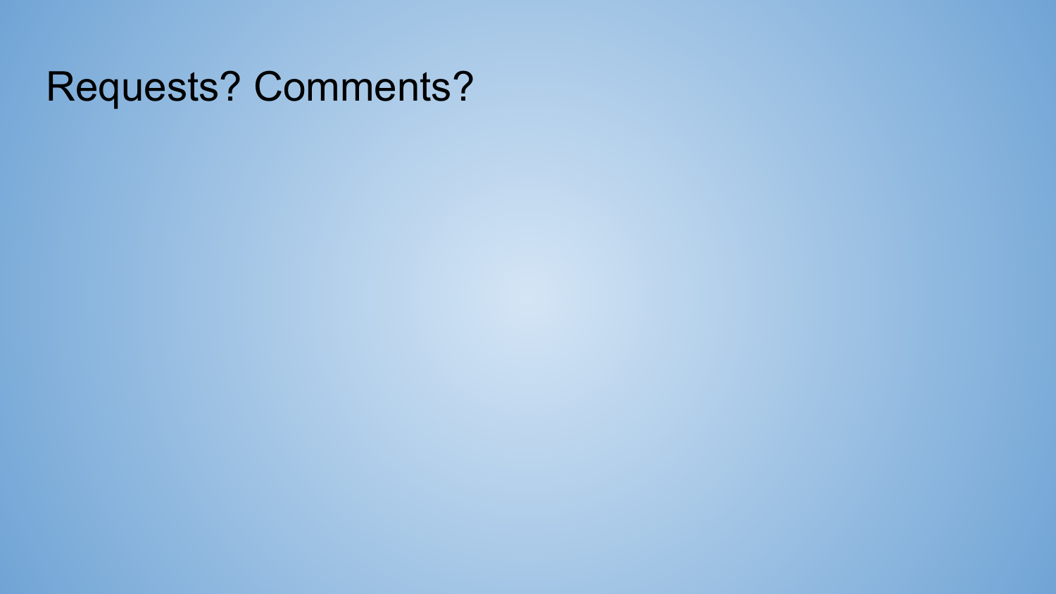# Requests? Comments?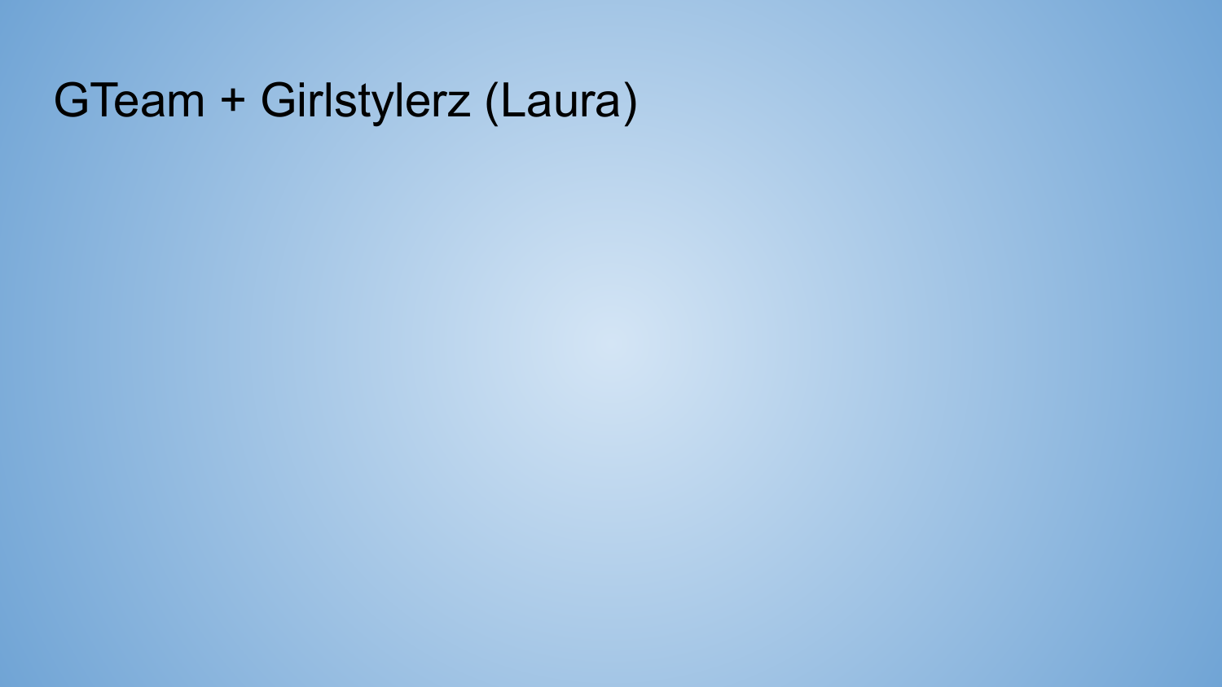# GTeam + Girlstylerz (Laura)